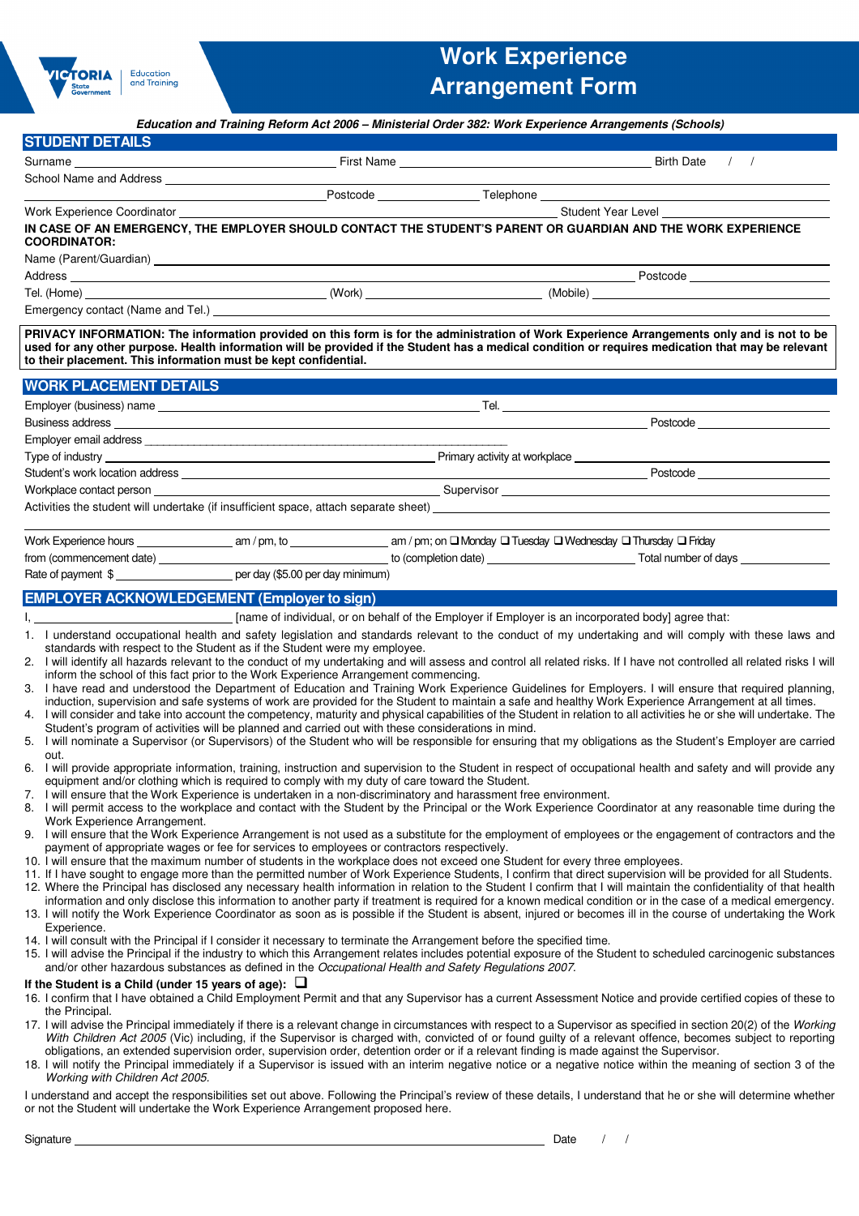# Work Experience Arrangement Form

***Education and Training Reform Act 2006 – Ministerial Order 382: Work Experience Arrangements (Schools)***

## STUDENT DETAILS

Surname ______________________ First Name ______________________ Birth Date / /

School Name and Address ______________________________________________

______________________ Postcode ____________ Telephone ______________________

Work Experience Coordinator ______________________ Student Year Level ______________

**IN CASE OF AN EMERGENCY, THE EMPLOYER SHOULD CONTACT THE STUDENT'S PARENT OR GUARDIAN AND THE WORK EXPERIENCE COORDINATOR:**

Name (Parent/Guardian) ______________________________________________

Address ______________________________________________ Postcode ______________

Tel. (Home) ______________________ (Work) ______________________ (Mobile) ______________________

Emergency contact (Name and Tel.) ______________________________________________

**PRIVACY INFORMATION: The information provided on this form is for the administration of Work Experience Arrangements only and is not to be used for any other purpose. Health information will be provided if the Student has a medical condition or requires medication that may be relevant to their placement. This information must be kept confidential.**

## WORK PLACEMENT DETAILS

Employer (business) name ______________________ Tel. ______________________

Business address ______________________________________________ Postcode ______________

Employer email address ______________________________________________

Type of industry ______________________ Primary activity at workplace ______________________

Student's work location address ______________________________________________ Postcode ______________

Workplace contact person ______________________ Supervisor ______________________

Activities the student will undertake (if insufficient space, attach separate sheet) ______________________

______________________________________________

Work Experience hours ____________ am / pm, to ____________ am / pm; on ❑ Monday ❑ Tuesday ❑ Wednesday ❑ Thursday ❑ Friday

from (commencement date) ______________________ to (completion date) ______________________ Total number of days ____________

Rate of payment $ ____________ per day ($5.00 per day minimum)

## EMPLOYER ACKNOWLEDGEMENT (Employer to sign)

I, ______________________ [name of individual, or on behalf of the Employer if Employer is an incorporated body] agree that:

1. I understand occupational health and safety legislation and standards relevant to the conduct of my undertaking and will comply with these laws and standards with respect to the Student as if the Student were my employee.
2. I will identify all hazards relevant to the conduct of my undertaking and will assess and control all related risks. If I have not controlled all related risks I will inform the school of this fact prior to the Work Experience Arrangement commencing.
3. I have read and understood the Department of Education and Training Work Experience Guidelines for Employers. I will ensure that required planning, induction, supervision and safe systems of work are provided for the Student to maintain a safe and healthy Work Experience Arrangement at all times.
4. I will consider and take into account the competency, maturity and physical capabilities of the Student in relation to all activities he or she will undertake. The Student's program of activities will be planned and carried out with these considerations in mind.
5. I will nominate a Supervisor (or Supervisors) of the Student who will be responsible for ensuring that my obligations as the Student's Employer are carried out.
6. I will provide appropriate information, training, instruction and supervision to the Student in respect of occupational health and safety and will provide any equipment and/or clothing which is required to comply with my duty of care toward the Student.
7. I will ensure that the Work Experience is undertaken in a non-discriminatory and harassment free environment.
8. I will permit access to the workplace and contact with the Student by the Principal or the Work Experience Coordinator at any reasonable time during the Work Experience Arrangement.
9. I will ensure that the Work Experience Arrangement is not used as a substitute for the employment of employees or the engagement of contractors and the payment of appropriate wages or fee for services to employees or contractors respectively.
10. I will ensure that the maximum number of students in the workplace does not exceed one Student for every three employees.
11. If I have sought to engage more than the permitted number of Work Experience Students, I confirm that direct supervision will be provided for all Students.
12. Where the Principal has disclosed any necessary health information in relation to the Student I confirm that I will maintain the confidentiality of that health information and only disclose this information to another party if treatment is required for a known medical condition or in the case of a medical emergency.
13. I will notify the Work Experience Coordinator as soon as is possible if the Student is absent, injured or becomes ill in the course of undertaking the Work Experience.
14. I will consult with the Principal if I consider it necessary to terminate the Arrangement before the specified time.
15. I will advise the Principal if the industry to which this Arrangement relates includes potential exposure of the Student to scheduled carcinogenic substances and/or other hazardous substances as defined in the *Occupational Health and Safety Regulations 2007*.

**If the Student is a Child (under 15 years of age):** ❑

16. I confirm that I have obtained a Child Employment Permit and that any Supervisor has a current Assessment Notice and provide certified copies of these to the Principal.
17. I will advise the Principal immediately if there is a relevant change in circumstances with respect to a Supervisor as specified in section 20(2) of the *Working With Children Act 2005* (Vic) including, if the Supervisor is charged with, convicted of or found guilty of a relevant offence, becomes subject to reporting obligations, an extended supervision order, supervision order, detention order or if a relevant finding is made against the Supervisor.
18. I will notify the Principal immediately if a Supervisor is issued with an interim negative notice or a negative notice within the meaning of section 3 of the *Working with Children Act 2005*.

I understand and accept the responsibilities set out above. Following the Principal's review of these details, I understand that he or she will determine whether or not the Student will undertake the Work Experience Arrangement proposed here.

Signature ______________________________________________ Date / /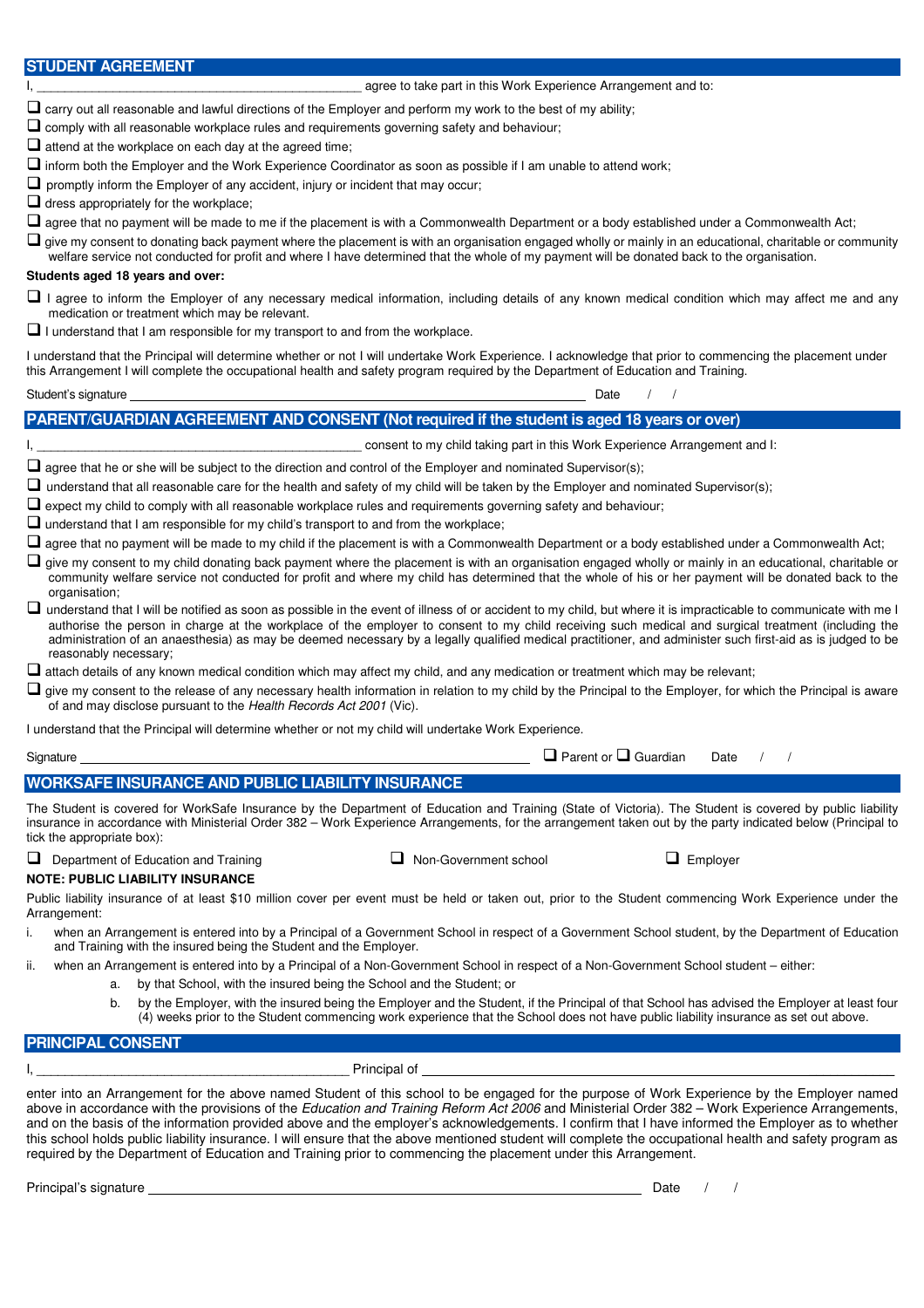## STUDENT AGREEMENT

I, _______________________________________________ agree to take part in this Work Experience Arrangement and to:

- ☐ carry out all reasonable and lawful directions of the Employer and perform my work to the best of my ability;
- ☐ comply with all reasonable workplace rules and requirements governing safety and behaviour;
- ☐ attend at the workplace on each day at the agreed time;
- ☐ inform both the Employer and the Work Experience Coordinator as soon as possible if I am unable to attend work;
- ☐ promptly inform the Employer of any accident, injury or incident that may occur;
- ☐ dress appropriately for the workplace;
- ☐ agree that no payment will be made to me if the placement is with a Commonwealth Department or a body established under a Commonwealth Act;
- ☐ give my consent to donating back payment where the placement is with an organisation engaged wholly or mainly in an educational, charitable or community welfare service not conducted for profit and where I have determined that the whole of my payment will be donated back to the organisation.

**Students aged 18 years and over:**

- ☐ I agree to inform the Employer of any necessary medical information, including details of any known medical condition which may affect me and any medication or treatment which may be relevant.
- ☐ I understand that I am responsible for my transport to and from the workplace.

I understand that the Principal will determine whether or not I will undertake Work Experience. I acknowledge that prior to commencing the placement under this Arrangement I will complete the occupational health and safety program required by the Department of Education and Training.

Student's signature _______________________________________________ Date / /

## PARENT/GUARDIAN AGREEMENT AND CONSENT (Not required if the student is aged 18 years or over)

I, _______________________________________________ consent to my child taking part in this Work Experience Arrangement and I:

- ☐ agree that he or she will be subject to the direction and control of the Employer and nominated Supervisor(s);
- ☐ understand that all reasonable care for the health and safety of my child will be taken by the Employer and nominated Supervisor(s);
- ☐ expect my child to comply with all reasonable workplace rules and requirements governing safety and behaviour;
- ☐ understand that I am responsible for my child's transport to and from the workplace;
- ☐ agree that no payment will be made to my child if the placement is with a Commonwealth Department or a body established under a Commonwealth Act;
- ☐ give my consent to my child donating back payment where the placement is with an organisation engaged wholly or mainly in an educational, charitable or community welfare service not conducted for profit and where my child has determined that the whole of his or her payment will be donated back to the organisation;
- ☐ understand that I will be notified as soon as possible in the event of illness of or accident to my child, but where it is impracticable to communicate with me I authorise the person in charge at the workplace of the employer to consent to my child receiving such medical and surgical treatment (including the administration of an anaesthesia) as may be deemed necessary by a legally qualified medical practitioner, and administer such first-aid as is judged to be reasonably necessary;
- ☐ attach details of any known medical condition which may affect my child, and any medication or treatment which may be relevant;
- ☐ give my consent to the release of any necessary health information in relation to my child by the Principal to the Employer, for which the Principal is aware of and may disclose pursuant to the *Health Records Act 2001* (Vic).

I understand that the Principal will determine whether or not my child will undertake Work Experience.

Signature _______________________________________________ ☐ Parent or ☐ Guardian Date / /

## WORKSAFE INSURANCE AND PUBLIC LIABILITY INSURANCE

The Student is covered for WorkSafe Insurance by the Department of Education and Training (State of Victoria). The Student is covered by public liability insurance in accordance with Ministerial Order 382 – Work Experience Arrangements, for the arrangement taken out by the party indicated below (Principal to tick the appropriate box):

☐ Department of Education and Training ☐ Non-Government school ☐ Employer

**NOTE: PUBLIC LIABILITY INSURANCE**

Public liability insurance of at least $10 million cover per event must be held or taken out, prior to the Student commencing Work Experience under the Arrangement:

i. when an Arrangement is entered into by a Principal of a Government School in respect of a Government School student, by the Department of Education and Training with the insured being the Student and the Employer.

ii. when an Arrangement is entered into by a Principal of a Non-Government School in respect of a Non-Government School student – either:

   a. by that School, with the insured being the School and the Student; or

   b. by the Employer, with the insured being the Employer and the Student, if the Principal of that School has advised the Employer at least four (4) weeks prior to the Student commencing work experience that the School does not have public liability insurance as set out above.

## PRINCIPAL CONSENT

I, _______________________________________________ Principal of _______________________________________________

enter into an Arrangement for the above named Student of this school to be engaged for the purpose of Work Experience by the Employer named above in accordance with the provisions of the *Education and Training Reform Act 2006* and Ministerial Order 382 – Work Experience Arrangements, and on the basis of the information provided above and the employer's acknowledgements. I confirm that I have informed the Employer as to whether this school holds public liability insurance. I will ensure that the above mentioned student will complete the occupational health and safety program as required by the Department of Education and Training prior to commencing the placement under this Arrangement.

Principal's signature _______________________________________________ Date / /